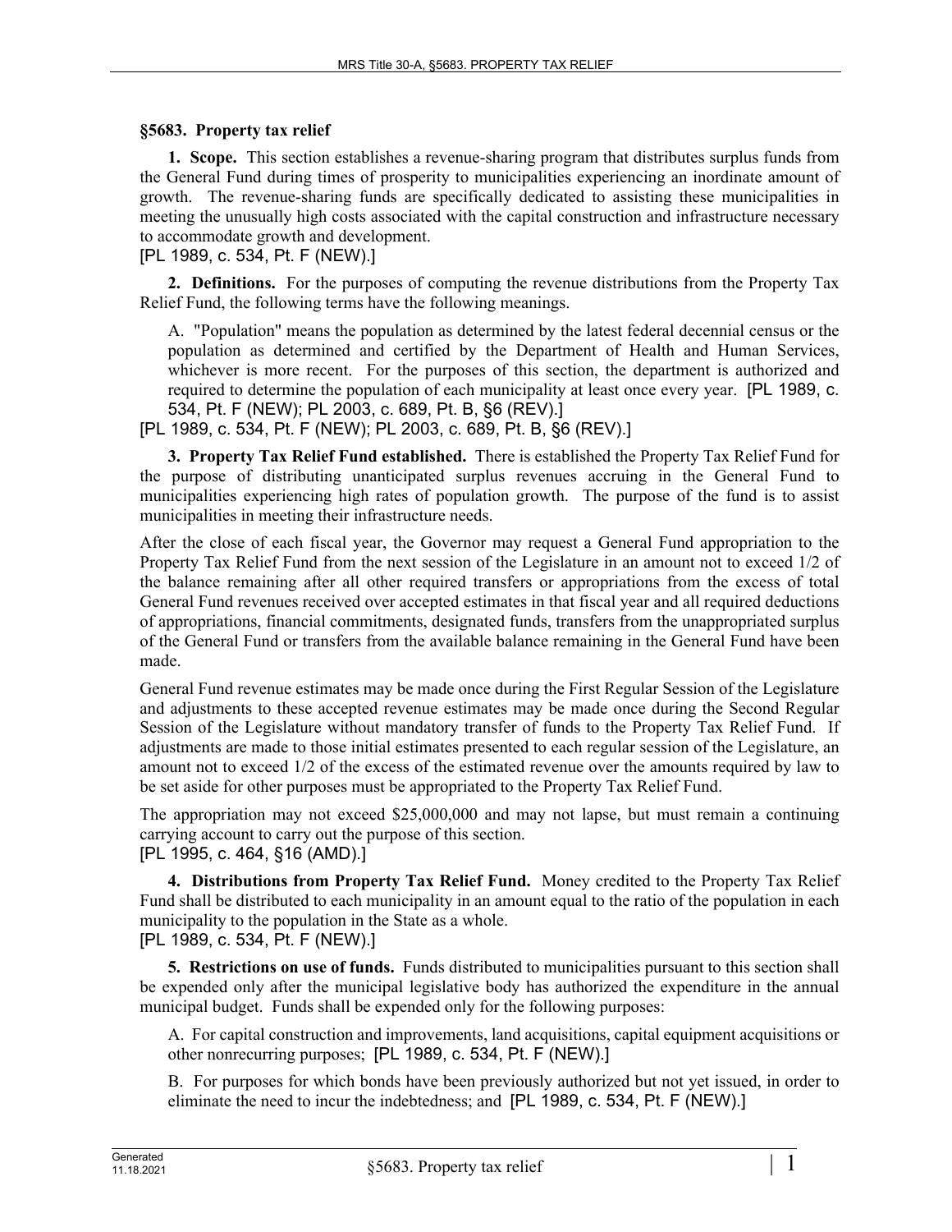## §5683. Property tax relief

**1. Scope.** This section establishes a revenue-sharing program that distributes surplus funds from the General Fund during times of prosperity to municipalities experiencing an inordinate amount of growth. The revenue-sharing funds are specifically dedicated to assisting these municipalities in meeting the unusually high costs associated with the capital construction and infrastructure necessary to accommodate growth and development.

[PL 1989, c. 534, Pt. F (NEW).]

**2. Definitions.** For the purposes of computing the revenue distributions from the Property Tax Relief Fund, the following terms have the following meanings.

A. "Population" means the population as determined by the latest federal decennial census or the population as determined and certified by the Department of Health and Human Services, whichever is more recent. For the purposes of this section, the department is authorized and required to determine the population of each municipality at least once every year. [PL 1989, c. 534, Pt. F (NEW); PL 2003, c. 689, Pt. B, §6 (REV).]

[PL 1989, c. 534, Pt. F (NEW); PL 2003, c. 689, Pt. B, §6 (REV).]

**3. Property Tax Relief Fund established.** There is established the Property Tax Relief Fund for the purpose of distributing unanticipated surplus revenues accruing in the General Fund to municipalities experiencing high rates of population growth. The purpose of the fund is to assist municipalities in meeting their infrastructure needs.

After the close of each fiscal year, the Governor may request a General Fund appropriation to the Property Tax Relief Fund from the next session of the Legislature in an amount not to exceed 1/2 of the balance remaining after all other required transfers or appropriations from the excess of total General Fund revenues received over accepted estimates in that fiscal year and all required deductions of appropriations, financial commitments, designated funds, transfers from the unappropriated surplus of the General Fund or transfers from the available balance remaining in the General Fund have been made.

General Fund revenue estimates may be made once during the First Regular Session of the Legislature and adjustments to these accepted revenue estimates may be made once during the Second Regular Session of the Legislature without mandatory transfer of funds to the Property Tax Relief Fund. If adjustments are made to those initial estimates presented to each regular session of the Legislature, an amount not to exceed 1/2 of the excess of the estimated revenue over the amounts required by law to be set aside for other purposes must be appropriated to the Property Tax Relief Fund.

The appropriation may not exceed $25,000,000 and may not lapse, but must remain a continuing carrying account to carry out the purpose of this section.

[PL 1995, c. 464, §16 (AMD).]

**4. Distributions from Property Tax Relief Fund.** Money credited to the Property Tax Relief Fund shall be distributed to each municipality in an amount equal to the ratio of the population in each municipality to the population in the State as a whole.

[PL 1989, c. 534, Pt. F (NEW).]

**5. Restrictions on use of funds.** Funds distributed to municipalities pursuant to this section shall be expended only after the municipal legislative body has authorized the expenditure in the annual municipal budget. Funds shall be expended only for the following purposes:

A. For capital construction and improvements, land acquisitions, capital equipment acquisitions or other nonrecurring purposes; [PL 1989, c. 534, Pt. F (NEW).]

B. For purposes for which bonds have been previously authorized but not yet issued, in order to eliminate the need to incur the indebtedness; and [PL 1989, c. 534, Pt. F (NEW).]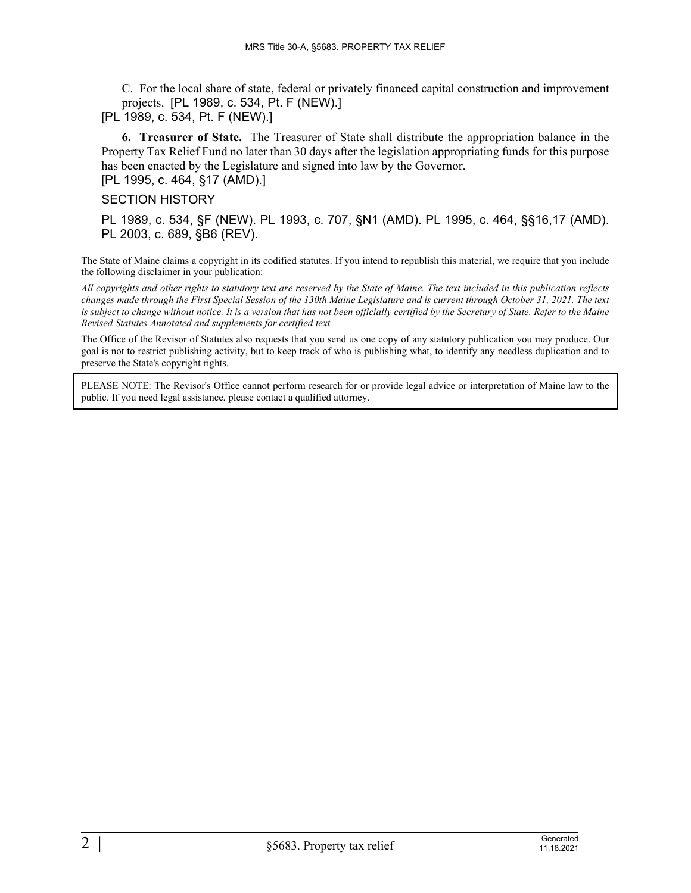C. For the local share of state, federal or privately financed capital construction and improvement projects. [PL 1989, c. 534, Pt. F (NEW).]

[PL 1989, c. 534, Pt. F (NEW).]

**6. Treasurer of State.** The Treasurer of State shall distribute the appropriation balance in the Property Tax Relief Fund no later than 30 days after the legislation appropriating funds for this purpose has been enacted by the Legislature and signed into law by the Governor.

[PL 1995, c. 464, §17 (AMD).]

SECTION HISTORY

PL 1989, c. 534, §F (NEW). PL 1993, c. 707, §N1 (AMD). PL 1995, c. 464, §§16,17 (AMD). PL 2003, c. 689, §B6 (REV).

The State of Maine claims a copyright in its codified statutes. If you intend to republish this material, we require that you include the following disclaimer in your publication:

*All copyrights and other rights to statutory text are reserved by the State of Maine. The text included in this publication reflects changes made through the First Special Session of the 130th Maine Legislature and is current through October 31, 2021. The text is subject to change without notice. It is a version that has not been officially certified by the Secretary of State. Refer to the Maine Revised Statutes Annotated and supplements for certified text.*

The Office of the Revisor of Statutes also requests that you send us one copy of any statutory publication you may produce. Our goal is not to restrict publishing activity, but to keep track of who is publishing what, to identify any needless duplication and to preserve the State's copyright rights.

PLEASE NOTE: The Revisor's Office cannot perform research for or provide legal advice or interpretation of Maine law to the public. If you need legal assistance, please contact a qualified attorney.